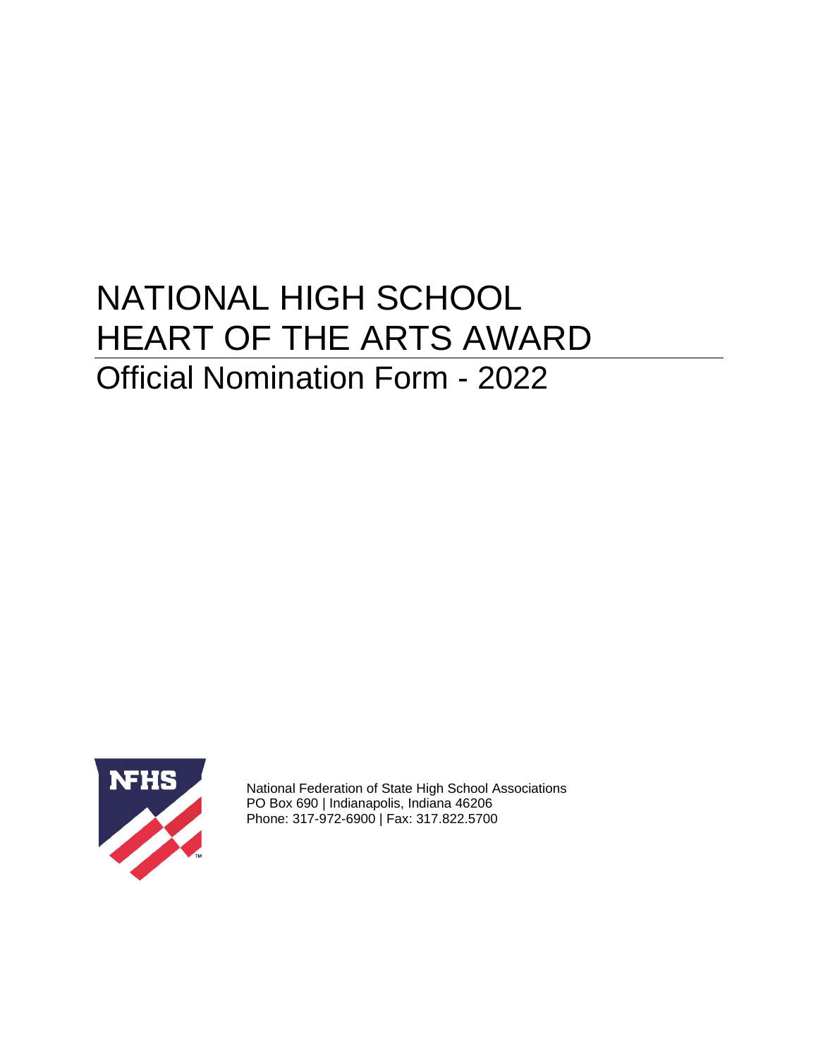# NATIONAL HIGH SCHOOL HEART OF THE ARTS AWARD

## Official Nomination Form - 2022

National Federation of State High School Associations
PO Box 690 | Indianapolis, Indiana 46206
Phone: 317-972-6900 | Fax: 317.822.5700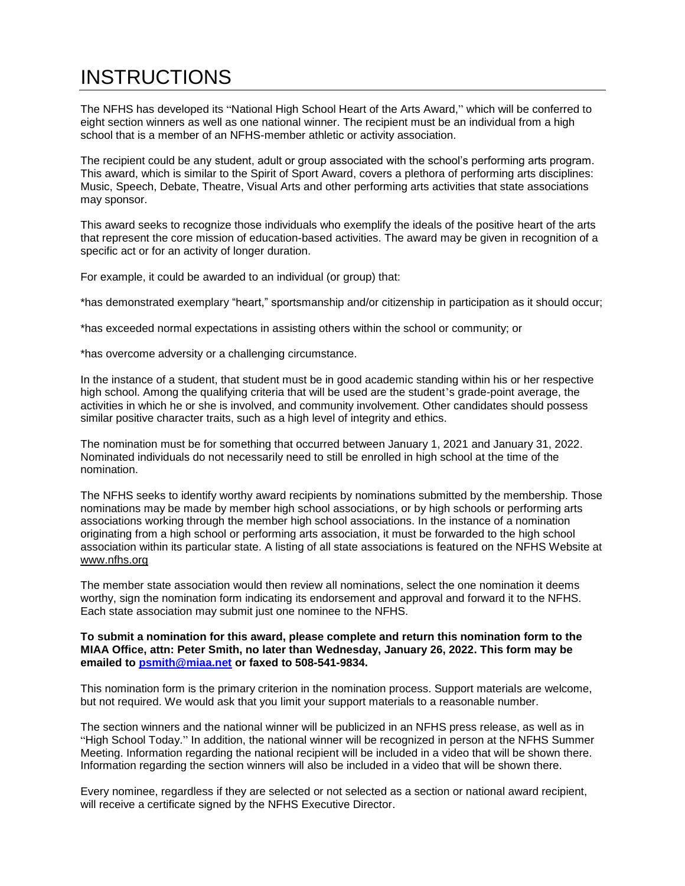# INSTRUCTIONS

The NFHS has developed its "National High School Heart of the Arts Award," which will be conferred to eight section winners as well as one national winner. The recipient must be an individual from a high school that is a member of an NFHS-member athletic or activity association.

The recipient could be any student, adult or group associated with the school's performing arts program. This award, which is similar to the Spirit of Sport Award, covers a plethora of performing arts disciplines: Music, Speech, Debate, Theatre, Visual Arts and other performing arts activities that state associations may sponsor.

This award seeks to recognize those individuals who exemplify the ideals of the positive heart of the arts that represent the core mission of education-based activities. The award may be given in recognition of a specific act or for an activity of longer duration.

For example, it could be awarded to an individual (or group) that:

*has demonstrated exemplary "heart," sportsmanship and/or citizenship in participation as it should occur;

*has exceeded normal expectations in assisting others within the school or community; or

*has overcome adversity or a challenging circumstance.

In the instance of a student, that student must be in good academic standing within his or her respective high school. Among the qualifying criteria that will be used are the student's grade-point average, the activities in which he or she is involved, and community involvement. Other candidates should possess similar positive character traits, such as a high level of integrity and ethics.

The nomination must be for something that occurred between January 1, 2021 and January 31, 2022. Nominated individuals do not necessarily need to still be enrolled in high school at the time of the nomination.

The NFHS seeks to identify worthy award recipients by nominations submitted by the membership. Those nominations may be made by member high school associations, or by high schools or performing arts associations working through the member high school associations. In the instance of a nomination originating from a high school or performing arts association, it must be forwarded to the high school association within its particular state. A listing of all state associations is featured on the NFHS Website at www.nfhs.org

The member state association would then review all nominations, select the one nomination it deems worthy, sign the nomination form indicating its endorsement and approval and forward it to the NFHS. Each state association may submit just one nominee to the NFHS.

**To submit a nomination for this award, please complete and return this nomination form to the MIAA Office, attn: Peter Smith, no later than Wednesday, January 26, 2022. This form may be emailed to psmith@miaa.net or faxed to 508-541-9834.**

This nomination form is the primary criterion in the nomination process. Support materials are welcome, but not required. We would ask that you limit your support materials to a reasonable number.

The section winners and the national winner will be publicized in an NFHS press release, as well as in "High School Today." In addition, the national winner will be recognized in person at the NFHS Summer Meeting. Information regarding the national recipient will be included in a video that will be shown there. Information regarding the section winners will also be included in a video that will be shown there.

Every nominee, regardless if they are selected or not selected as a section or national award recipient, will receive a certificate signed by the NFHS Executive Director.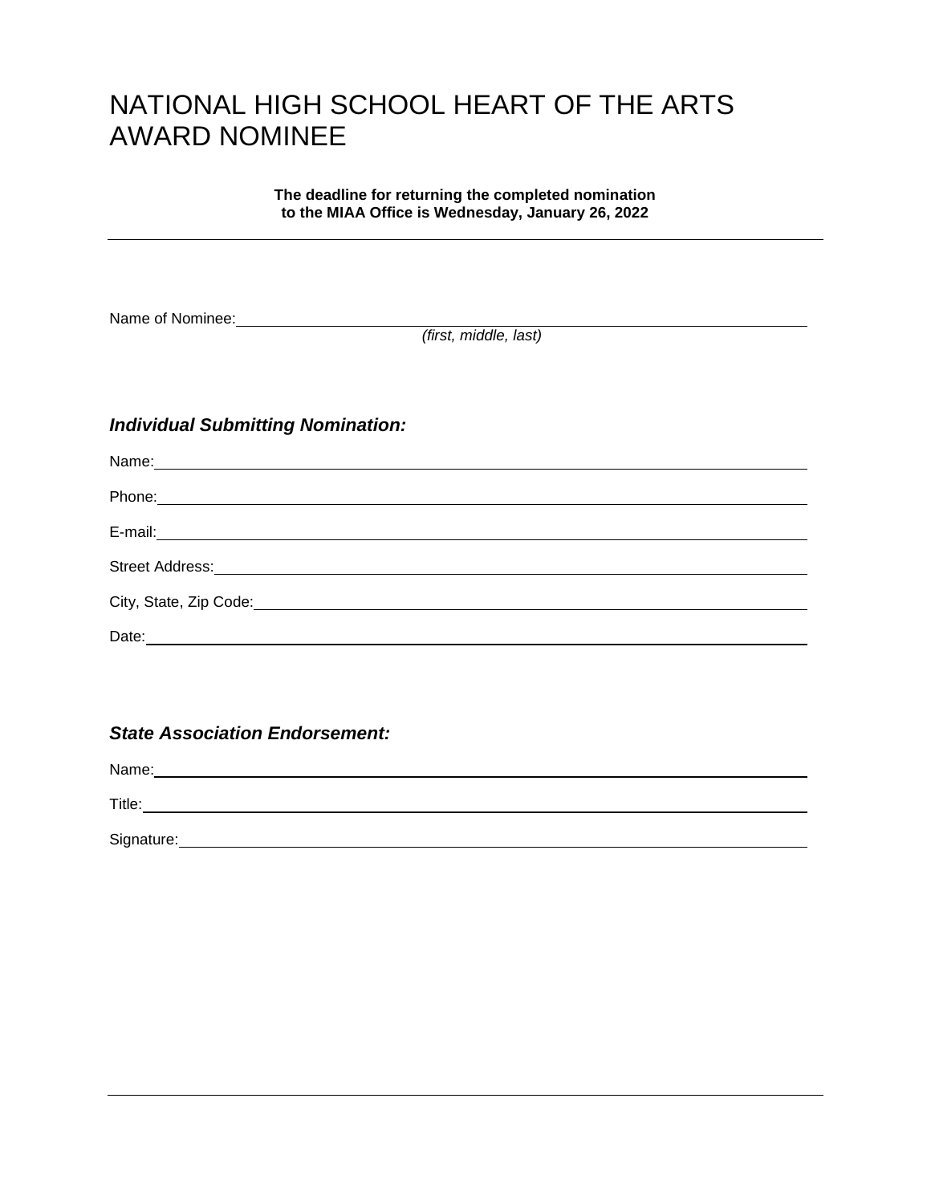# NATIONAL HIGH SCHOOL HEART OF THE ARTS AWARD NOMINEE

**The deadline for returning the completed nomination to the MIAA Office is Wednesday, January 26, 2022**

---

Name of Nominee:\_\_\_\_\_\_\_\_\_\_\_\_\_\_\_\_\_\_\_\_\_\_\_\_\_\_\_\_\_\_\_\_\_\_\_\_\_\_\_\_\_\_\_\_\_\_\_\_

*(first, middle, last)*

### *Individual Submitting Nomination:*

Name:\_\_\_\_\_\_\_\_\_\_\_\_\_\_\_\_\_\_\_\_\_\_\_\_\_\_\_\_\_\_\_\_\_\_\_\_\_\_\_\_\_\_\_\_\_\_\_\_

Phone:\_\_\_\_\_\_\_\_\_\_\_\_\_\_\_\_\_\_\_\_\_\_\_\_\_\_\_\_\_\_\_\_\_\_\_\_\_\_\_\_\_\_\_\_\_\_\_\_

E-mail:\_\_\_\_\_\_\_\_\_\_\_\_\_\_\_\_\_\_\_\_\_\_\_\_\_\_\_\_\_\_\_\_\_\_\_\_\_\_\_\_\_\_\_\_\_\_\_\_

Street Address:\_\_\_\_\_\_\_\_\_\_\_\_\_\_\_\_\_\_\_\_\_\_\_\_\_\_\_\_\_\_\_\_\_\_\_\_\_\_\_\_\_\_\_\_\_\_\_\_

City, State, Zip Code:\_\_\_\_\_\_\_\_\_\_\_\_\_\_\_\_\_\_\_\_\_\_\_\_\_\_\_\_\_\_\_\_\_\_\_\_\_\_\_\_\_\_\_\_\_\_\_\_

Date:\_\_\_\_\_\_\_\_\_\_\_\_\_\_\_\_\_\_\_\_\_\_\_\_\_\_\_\_\_\_\_\_\_\_\_\_\_\_\_\_\_\_\_\_\_\_\_\_

### *State Association Endorsement:*

Name:\_\_\_\_\_\_\_\_\_\_\_\_\_\_\_\_\_\_\_\_\_\_\_\_\_\_\_\_\_\_\_\_\_\_\_\_\_\_\_\_\_\_\_\_\_\_\_\_

Title:\_\_\_\_\_\_\_\_\_\_\_\_\_\_\_\_\_\_\_\_\_\_\_\_\_\_\_\_\_\_\_\_\_\_\_\_\_\_\_\_\_\_\_\_\_\_\_\_

Signature:\_\_\_\_\_\_\_\_\_\_\_\_\_\_\_\_\_\_\_\_\_\_\_\_\_\_\_\_\_\_\_\_\_\_\_\_\_\_\_\_\_\_\_\_\_\_\_\_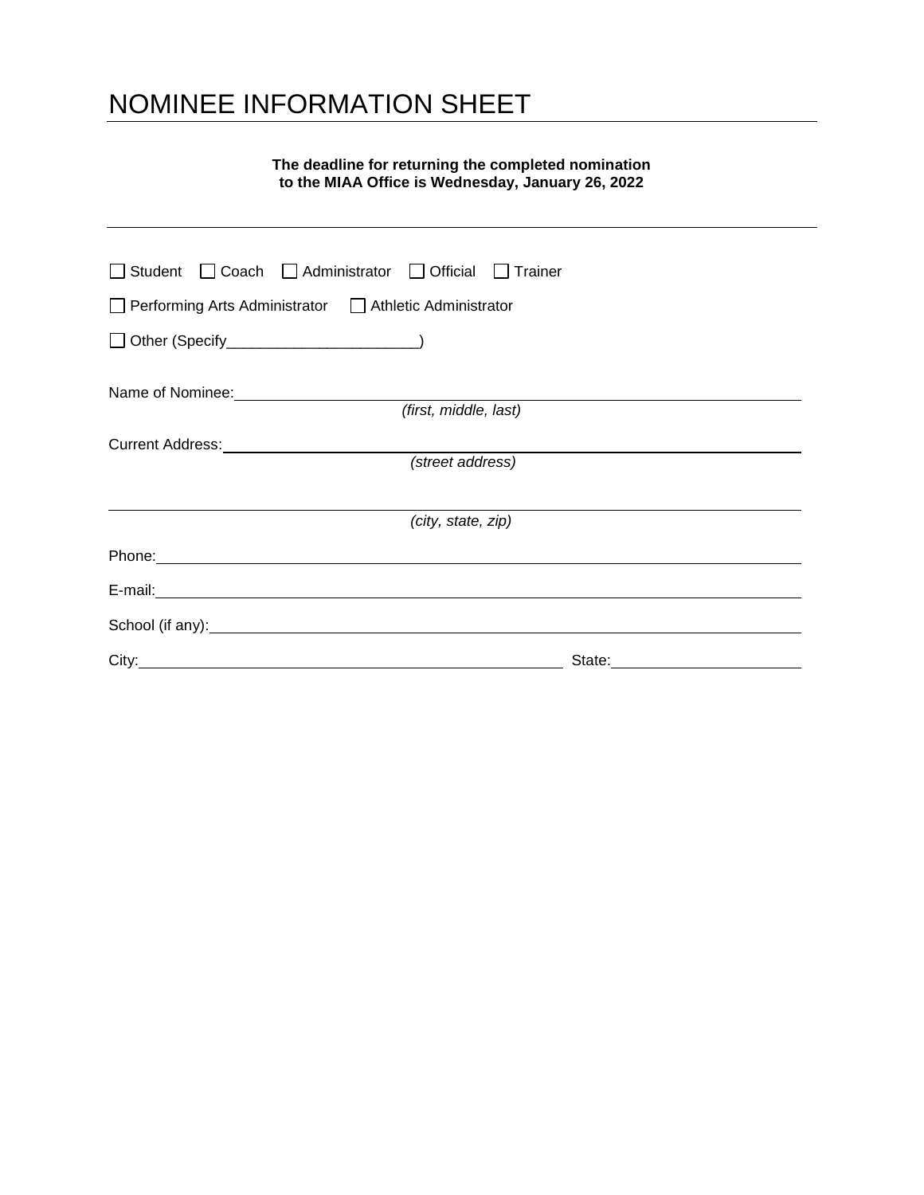# NOMINEE INFORMATION SHEET

**The deadline for returning the completed nomination to the MIAA Office is Wednesday, January 26, 2022**

---

☐ Student ☐ Coach ☐ Administrator ☐ Official ☐ Trainer

☐ Performing Arts Administrator ☐ Athletic Administrator

☐ Other (Specify______________________)

Name of Nominee: ____________________________________________
*(first, middle, last)*

Current Address: ____________________________________________
*(street address)*

____________________________________________
*(city, state, zip)*

Phone: ____________________________________________

E-mail: ____________________________________________

School (if any): ____________________________________________

City: ______________________________ State: ____________________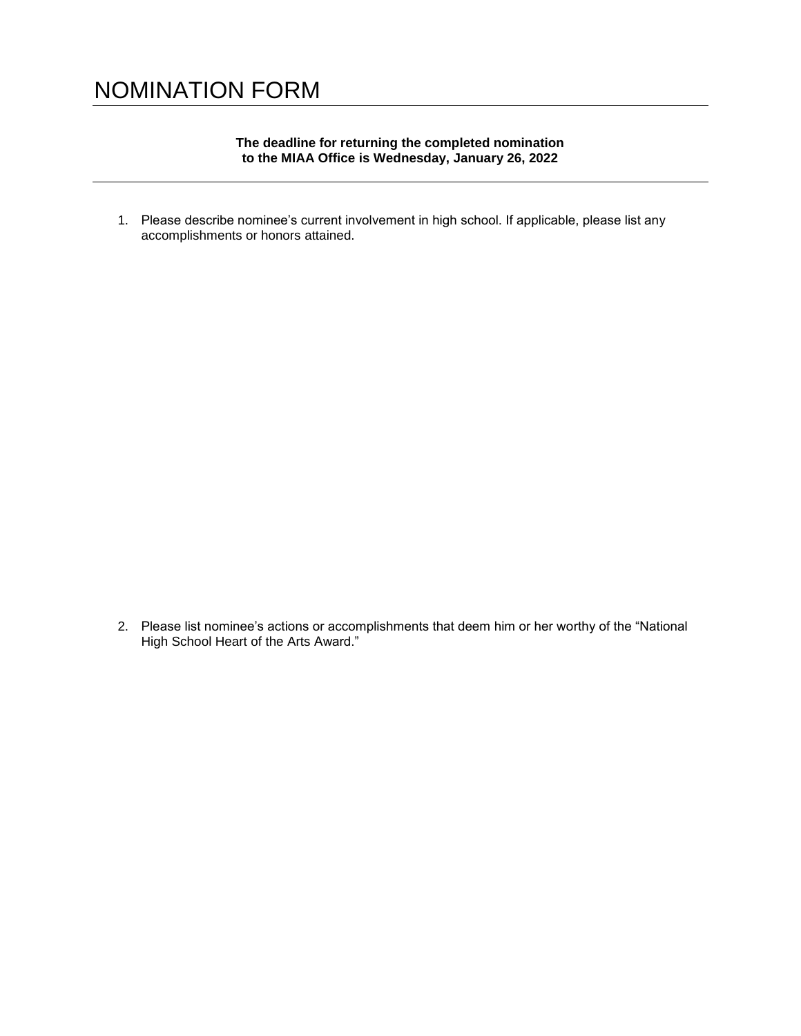# NOMINATION FORM

**The deadline for returning the completed nomination to the MIAA Office is Wednesday, January 26, 2022**

---

1. Please describe nominee's current involvement in high school. If applicable, please list any accomplishments or honors attained.

2. Please list nominee's actions or accomplishments that deem him or her worthy of the "National High School Heart of the Arts Award."